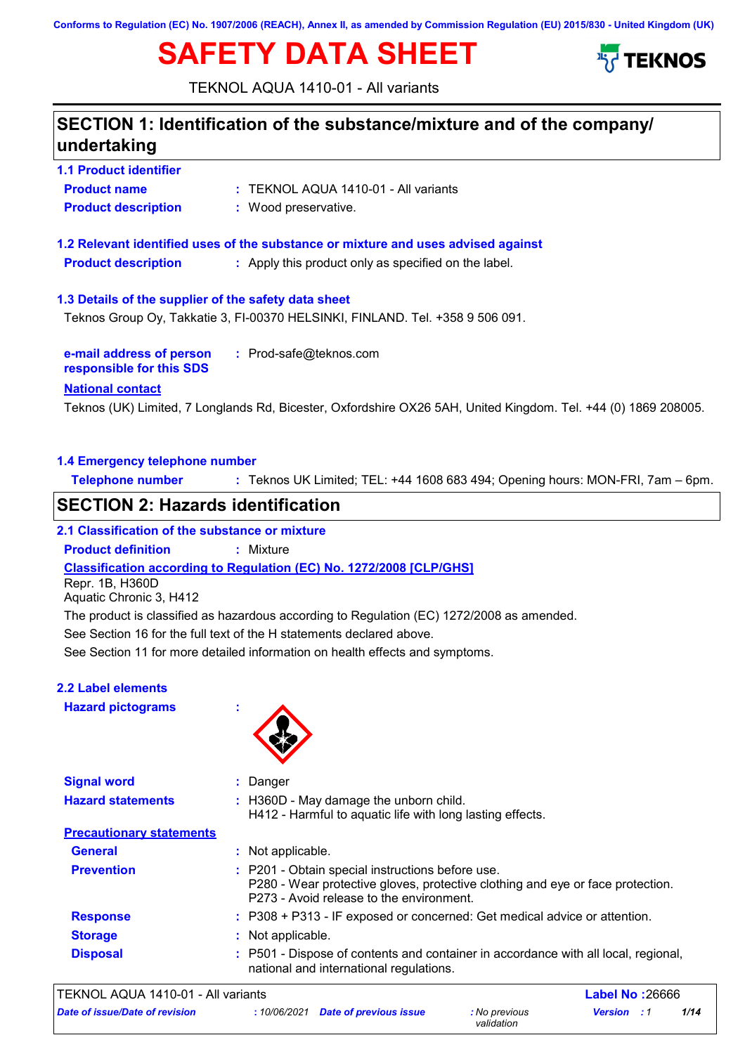Conforms to Regulation (EC) No. 1907/2006 (REACH), Annex II, as amended by Commission Regulation (EU) 2015/830 - United Kingdom (UK)

# SAFETY DATA SHEET

TEKNOL AQUA 1410-01 - All variants

## SECTION 1: Identification of the substance/mixture and of the company/ undertaking

### 1.1 Product identifier

**Product name** : TEKNOL AQUA 1410-01 - All variants

**Product description** : Wood preservative.

### 1.2 Relevant identified uses of the substance or mixture and uses advised against

**Product description** : Apply this product only as specified on the label.

### 1.3 Details of the supplier of the safety data sheet

Teknos Group Oy, Takkatie 3, FI-00370 HELSINKI, FINLAND. Tel. +358 9 506 091.

**e-mail address of person responsible for this SDS** : Prod-safe@teknos.com

**National contact**

Teknos (UK) Limited, 7 Longlands Rd, Bicester, Oxfordshire OX26 5AH, United Kingdom. Tel. +44 (0) 1869 208005.

### 1.4 Emergency telephone number

**Telephone number** : Teknos UK Limited; TEL: +44 1608 683 494; Opening hours: MON-FRI, 7am – 6pm.

## SECTION 2: Hazards identification

### 2.1 Classification of the substance or mixture

**Product definition** : Mixture

**Classification according to Regulation (EC) No. 1272/2008 [CLP/GHS]**

Repr. 1B, H360D
Aquatic Chronic 3, H412

The product is classified as hazardous according to Regulation (EC) 1272/2008 as amended.

See Section 16 for the full text of the H statements declared above.

See Section 11 for more detailed information on health effects and symptoms.

### 2.2 Label elements

**Hazard pictograms** :

**Signal word** : Danger

**Hazard statements** : H360D - May damage the unborn child.
H412 - Harmful to aquatic life with long lasting effects.

**Precautionary statements**

**General** : Not applicable.

**Prevention** : P201 - Obtain special instructions before use.
P280 - Wear protective gloves, protective clothing and eye or face protection.
P273 - Avoid release to the environment.

**Response** : P308 + P313 - IF exposed or concerned: Get medical advice or attention.

**Storage** : Not applicable.

**Disposal** : P501 - Dispose of contents and container in accordance with all local, regional, national and international regulations.

TEKNOL AQUA 1410-01 - All variants | **Label No** :26666

*Date of issue/Date of revision* : 10/06/2021 *Date of previous issue* : No previous validation *Version* : 1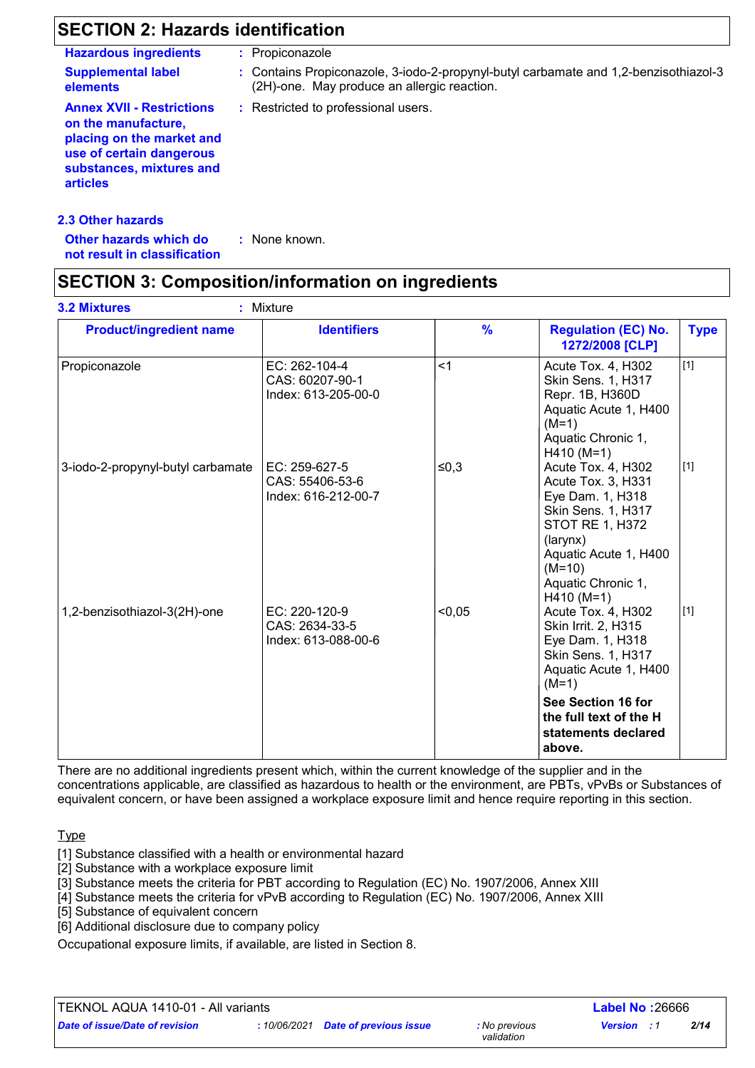## SECTION 2: Hazards identification

**Hazardous ingredients** : Propiconazole

**Supplemental label elements** : Contains Propiconazole, 3-iodo-2-propynyl-butyl carbamate and 1,2-benzisothiazol-3 (2H)-one. May produce an allergic reaction.

**Annex XVII - Restrictions on the manufacture, placing on the market and use of certain dangerous substances, mixtures and articles** : Restricted to professional users.

### 2.3 Other hazards

**Other hazards which do not result in classification** : None known.

## SECTION 3: Composition/information on ingredients

**3.2 Mixtures** : Mixture

| Product/ingredient name | Identifiers | % | Regulation (EC) No. 1272/2008 [CLP] | Type |
|---|---|---|---|---|
| Propiconazole | EC: 262-104-4<br>CAS: 60207-90-1<br>Index: 613-205-00-0 | <1 | Acute Tox. 4, H302<br>Skin Sens. 1, H317<br>Repr. 1B, H360D<br>Aquatic Acute 1, H400 (M=1)<br>Aquatic Chronic 1, H410 (M=1) | [1] |
| 3-iodo-2-propynyl-butyl carbamate | EC: 259-627-5<br>CAS: 55406-53-6<br>Index: 616-212-00-7 | ≤0,3 | Acute Tox. 4, H302<br>Acute Tox. 3, H331<br>Eye Dam. 1, H318<br>Skin Sens. 1, H317<br>STOT RE 1, H372 (larynx)<br>Aquatic Acute 1, H400 (M=10)<br>Aquatic Chronic 1, H410 (M=1) | [1] |
| 1,2-benzisothiazol-3(2H)-one | EC: 220-120-9<br>CAS: 2634-33-5<br>Index: 613-088-00-6 | <0,05 | Acute Tox. 4, H302<br>Skin Irrit. 2, H315<br>Eye Dam. 1, H318<br>Skin Sens. 1, H317<br>Aquatic Acute 1, H400 (M=1) | [1] |
| | | | **See Section 16 for the full text of the H statements declared above.** | |

There are no additional ingredients present which, within the current knowledge of the supplier and in the concentrations applicable, are classified as hazardous to health or the environment, are PBTs, vPvBs or Substances of equivalent concern, or have been assigned a workplace exposure limit and hence require reporting in this section.

Type

[1] Substance classified with a health or environmental hazard
[2] Substance with a workplace exposure limit
[3] Substance meets the criteria for PBT according to Regulation (EC) No. 1907/2006, Annex XIII
[4] Substance meets the criteria for vPvB according to Regulation (EC) No. 1907/2006, Annex XIII
[5] Substance of equivalent concern
[6] Additional disclosure due to company policy

Occupational exposure limits, if available, are listed in Section 8.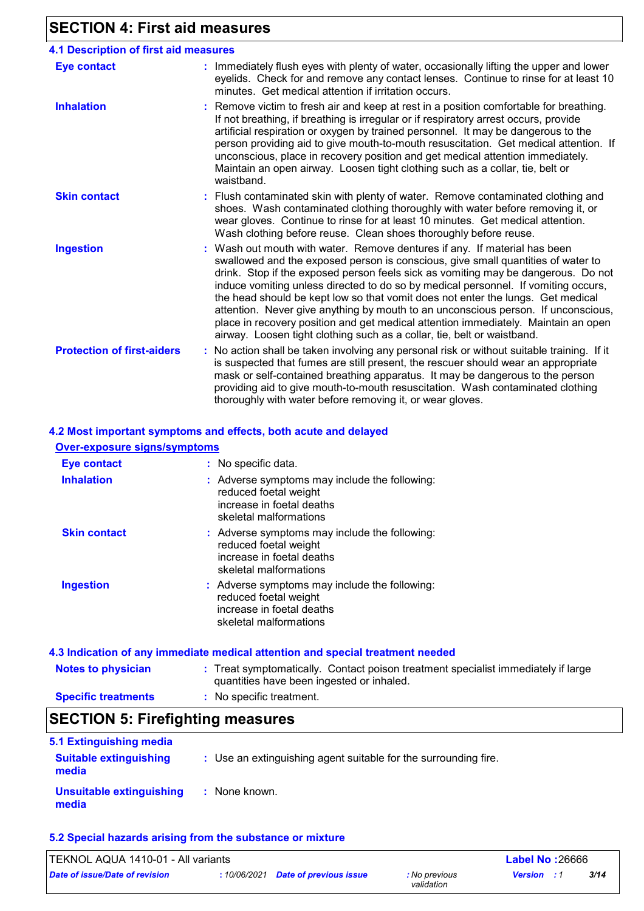## SECTION 4: First aid measures

### 4.1 Description of first aid measures

**Eye contact** : Immediately flush eyes with plenty of water, occasionally lifting the upper and lower eyelids. Check for and remove any contact lenses. Continue to rinse for at least 10 minutes. Get medical attention if irritation occurs.

**Inhalation** : Remove victim to fresh air and keep at rest in a position comfortable for breathing. If not breathing, if breathing is irregular or if respiratory arrest occurs, provide artificial respiration or oxygen by trained personnel. It may be dangerous to the person providing aid to give mouth-to-mouth resuscitation. Get medical attention. If unconscious, place in recovery position and get medical attention immediately. Maintain an open airway. Loosen tight clothing such as a collar, tie, belt or waistband.

**Skin contact** : Flush contaminated skin with plenty of water. Remove contaminated clothing and shoes. Wash contaminated clothing thoroughly with water before removing it, or wear gloves. Continue to rinse for at least 10 minutes. Get medical attention. Wash clothing before reuse. Clean shoes thoroughly before reuse.

**Ingestion** : Wash out mouth with water. Remove dentures if any. If material has been swallowed and the exposed person is conscious, give small quantities of water to drink. Stop if the exposed person feels sick as vomiting may be dangerous. Do not induce vomiting unless directed to do so by medical personnel. If vomiting occurs, the head should be kept low so that vomit does not enter the lungs. Get medical attention. Never give anything by mouth to an unconscious person. If unconscious, place in recovery position and get medical attention immediately. Maintain an open airway. Loosen tight clothing such as a collar, tie, belt or waistband.

**Protection of first-aiders** : No action shall be taken involving any personal risk or without suitable training. If it is suspected that fumes are still present, the rescuer should wear an appropriate mask or self-contained breathing apparatus. It may be dangerous to the person providing aid to give mouth-to-mouth resuscitation. Wash contaminated clothing thoroughly with water before removing it, or wear gloves.

### 4.2 Most important symptoms and effects, both acute and delayed

**Over-exposure signs/symptoms**

**Eye contact** : No specific data.

**Inhalation** : Adverse symptoms may include the following:
reduced foetal weight
increase in foetal deaths
skeletal malformations

**Skin contact** : Adverse symptoms may include the following:
reduced foetal weight
increase in foetal deaths
skeletal malformations

**Ingestion** : Adverse symptoms may include the following:
reduced foetal weight
increase in foetal deaths
skeletal malformations

### 4.3 Indication of any immediate medical attention and special treatment needed

**Notes to physician** : Treat symptomatically. Contact poison treatment specialist immediately if large quantities have been ingested or inhaled.

**Specific treatments** : No specific treatment.

## SECTION 5: Firefighting measures

### 5.1 Extinguishing media

**Suitable extinguishing media** : Use an extinguishing agent suitable for the surrounding fire.

**Unsuitable extinguishing media** : None known.

### 5.2 Special hazards arising from the substance or mixture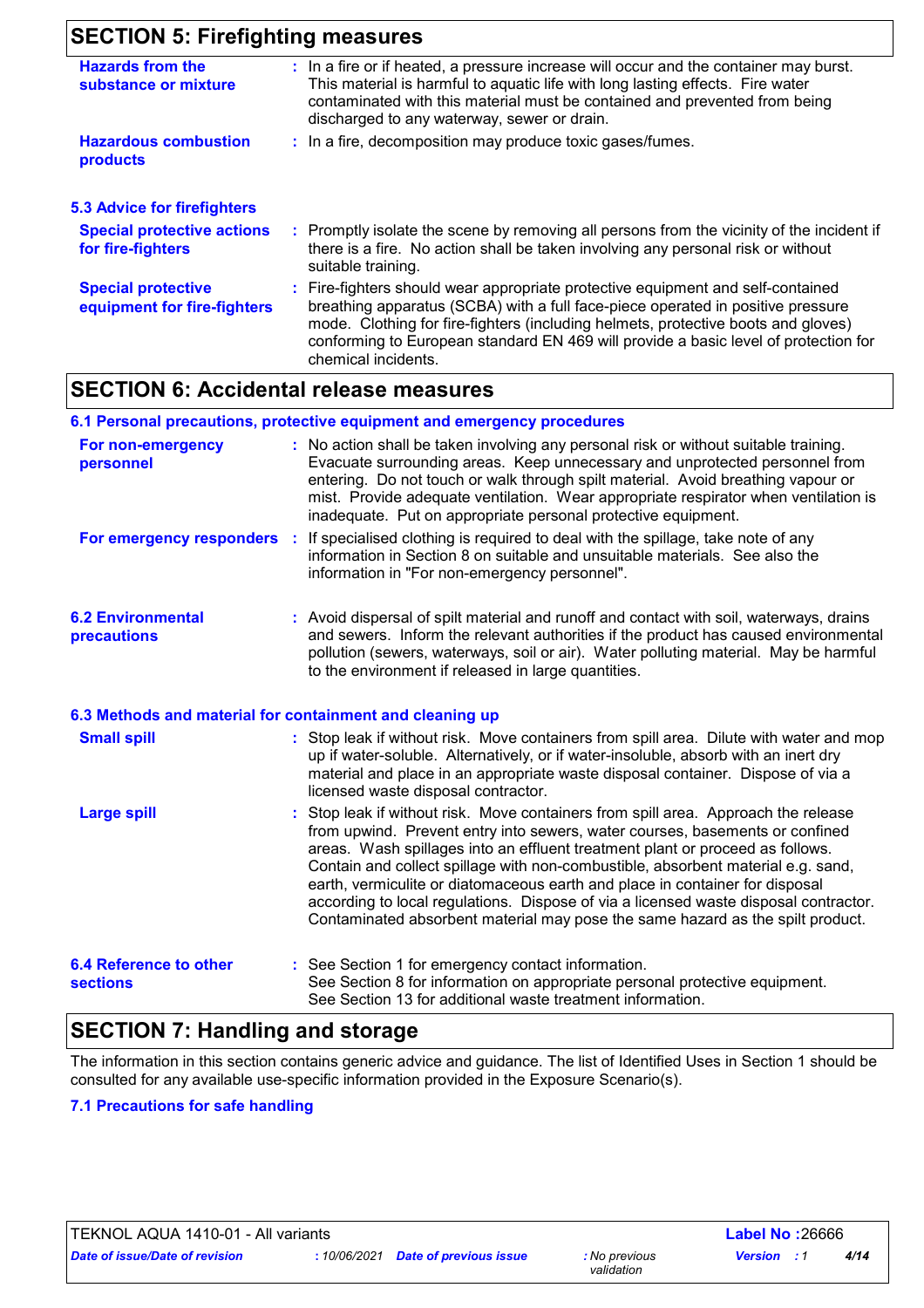## SECTION 5: Firefighting measures

**Hazards from the substance or mixture** : In a fire or if heated, a pressure increase will occur and the container may burst. This material is harmful to aquatic life with long lasting effects. Fire water contaminated with this material must be contained and prevented from being discharged to any waterway, sewer or drain.

**Hazardous combustion products** : In a fire, decomposition may produce toxic gases/fumes.

### 5.3 Advice for firefighters

**Special protective actions for fire-fighters** : Promptly isolate the scene by removing all persons from the vicinity of the incident if there is a fire. No action shall be taken involving any personal risk or without suitable training.

**Special protective equipment for fire-fighters** : Fire-fighters should wear appropriate protective equipment and self-contained breathing apparatus (SCBA) with a full face-piece operated in positive pressure mode. Clothing for fire-fighters (including helmets, protective boots and gloves) conforming to European standard EN 469 will provide a basic level of protection for chemical incidents.

## SECTION 6: Accidental release measures

### 6.1 Personal precautions, protective equipment and emergency procedures

**For non-emergency personnel** : No action shall be taken involving any personal risk or without suitable training. Evacuate surrounding areas. Keep unnecessary and unprotected personnel from entering. Do not touch or walk through spilt material. Avoid breathing vapour or mist. Provide adequate ventilation. Wear appropriate respirator when ventilation is inadequate. Put on appropriate personal protective equipment.

**For emergency responders** : If specialised clothing is required to deal with the spillage, take note of any information in Section 8 on suitable and unsuitable materials. See also the information in "For non-emergency personnel".

### 6.2 Environmental precautions

: Avoid dispersal of spilt material and runoff and contact with soil, waterways, drains and sewers. Inform the relevant authorities if the product has caused environmental pollution (sewers, waterways, soil or air). Water polluting material. May be harmful to the environment if released in large quantities.

### 6.3 Methods and material for containment and cleaning up

**Small spill** : Stop leak if without risk. Move containers from spill area. Dilute with water and mop up if water-soluble. Alternatively, or if water-insoluble, absorb with an inert dry material and place in an appropriate waste disposal container. Dispose of via a licensed waste disposal contractor.

**Large spill** : Stop leak if without risk. Move containers from spill area. Approach the release from upwind. Prevent entry into sewers, water courses, basements or confined areas. Wash spillages into an effluent treatment plant or proceed as follows. Contain and collect spillage with non-combustible, absorbent material e.g. sand, earth, vermiculite or diatomaceous earth and place in container for disposal according to local regulations. Dispose of via a licensed waste disposal contractor. Contaminated absorbent material may pose the same hazard as the spilt product.

### 6.4 Reference to other sections

: See Section 1 for emergency contact information.
See Section 8 for information on appropriate personal protective equipment.
See Section 13 for additional waste treatment information.

## SECTION 7: Handling and storage

The information in this section contains generic advice and guidance. The list of Identified Uses in Section 1 should be consulted for any available use-specific information provided in the Exposure Scenario(s).

### 7.1 Precautions for safe handling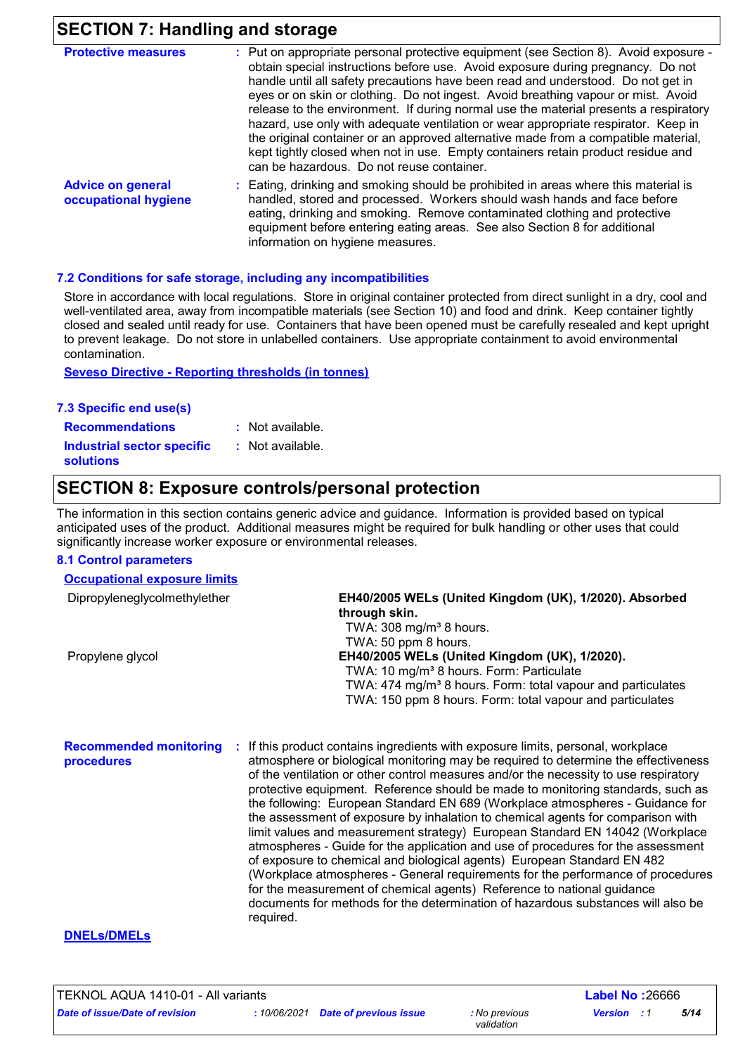## SECTION 7: Handling and storage

**Protective measures** : Put on appropriate personal protective equipment (see Section 8). Avoid exposure - obtain special instructions before use. Avoid exposure during pregnancy. Do not handle until all safety precautions have been read and understood. Do not get in eyes or on skin or clothing. Do not ingest. Avoid breathing vapour or mist. Avoid release to the environment. If during normal use the material presents a respiratory hazard, use only with adequate ventilation or wear appropriate respirator. Keep in the original container or an approved alternative made from a compatible material, kept tightly closed when not in use. Empty containers retain product residue and can be hazardous. Do not reuse container.

**Advice on general occupational hygiene** : Eating, drinking and smoking should be prohibited in areas where this material is handled, stored and processed. Workers should wash hands and face before eating, drinking and smoking. Remove contaminated clothing and protective equipment before entering eating areas. See also Section 8 for additional information on hygiene measures.

### 7.2 Conditions for safe storage, including any incompatibilities

Store in accordance with local regulations. Store in original container protected from direct sunlight in a dry, cool and well-ventilated area, away from incompatible materials (see Section 10) and food and drink. Keep container tightly closed and sealed until ready for use. Containers that have been opened must be carefully resealed and kept upright to prevent leakage. Do not store in unlabelled containers. Use appropriate containment to avoid environmental contamination.

**Seveso Directive - Reporting thresholds (in tonnes)**

### 7.3 Specific end use(s)

**Recommendations** : Not available.

**Industrial sector specific solutions** : Not available.

## SECTION 8: Exposure controls/personal protection

The information in this section contains generic advice and guidance. Information is provided based on typical anticipated uses of the product. Additional measures might be required for bulk handling or other uses that could significantly increase worker exposure or environmental releases.

### 8.1 Control parameters

**Occupational exposure limits**

| Product/ingredient name | Exposure limit values |
|---|---|
| Dipropyleneglycolmethylether | **EH40/2005 WELs (United Kingdom (UK), 1/2020). Absorbed through skin.**<br>TWA: 308 mg/m³ 8 hours.<br>TWA: 50 ppm 8 hours. |
| Propylene glycol | **EH40/2005 WELs (United Kingdom (UK), 1/2020).**<br>TWA: 10 mg/m³ 8 hours. Form: Particulate<br>TWA: 474 mg/m³ 8 hours. Form: total vapour and particulates<br>TWA: 150 ppm 8 hours. Form: total vapour and particulates |

**Recommended monitoring procedures** : If this product contains ingredients with exposure limits, personal, workplace atmosphere or biological monitoring may be required to determine the effectiveness of the ventilation or other control measures and/or the necessity to use respiratory protective equipment. Reference should be made to monitoring standards, such as the following: European Standard EN 689 (Workplace atmospheres - Guidance for the assessment of exposure by inhalation to chemical agents for comparison with limit values and measurement strategy) European Standard EN 14042 (Workplace atmospheres - Guide for the application and use of procedures for the assessment of exposure to chemical and biological agents) European Standard EN 482 (Workplace atmospheres - General requirements for the performance of procedures for the measurement of chemical agents) Reference to national guidance documents for methods for the determination of hazardous substances will also be required.

**DNELs/DMELs**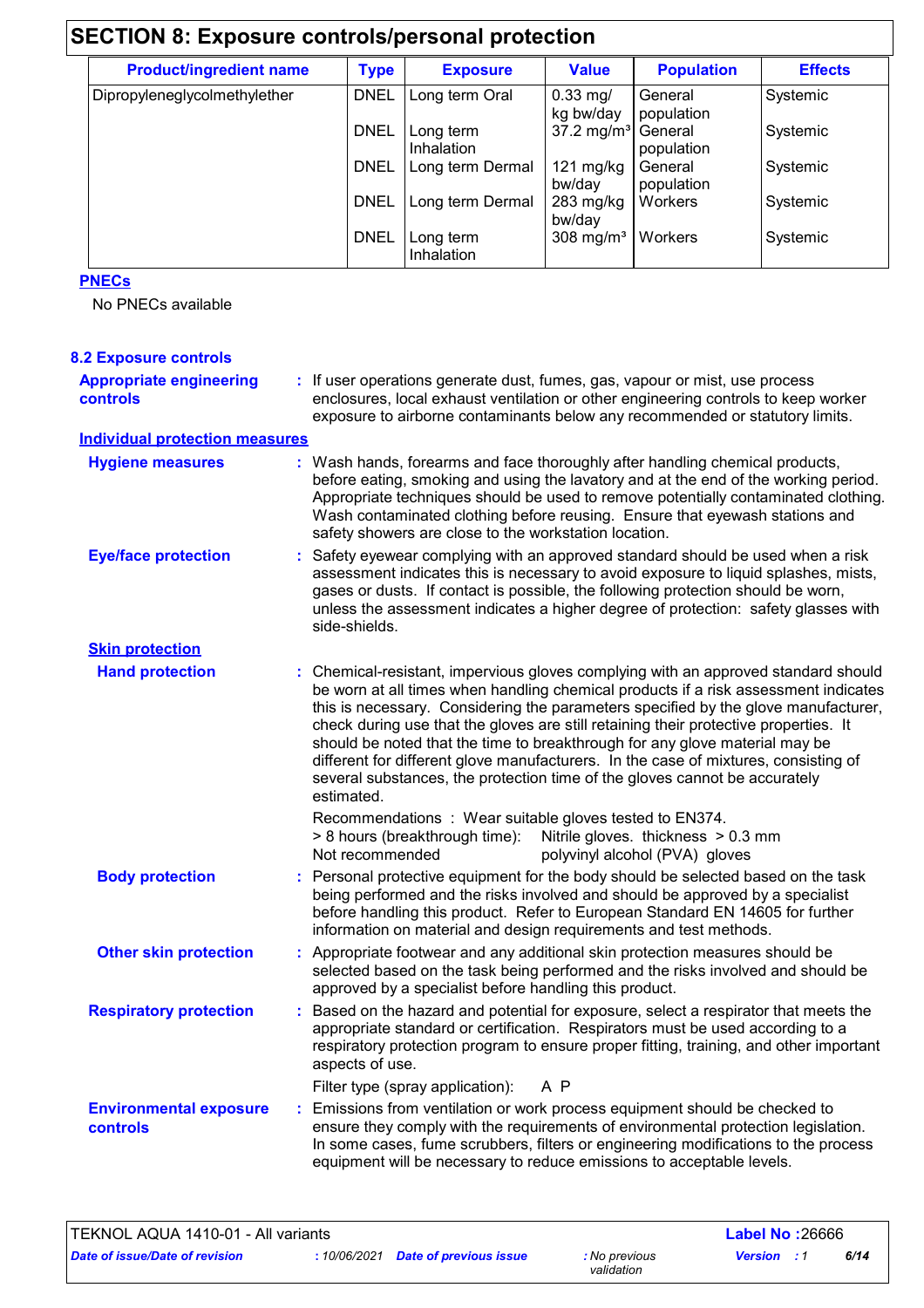## SECTION 8: Exposure controls/personal protection

| Product/ingredient name | Type | Exposure | Value | Population | Effects |
|---|---|---|---|---|---|
| Dipropyleneglycolmethylether | DNEL | Long term Oral | 0.33 mg/kg bw/day | General population | Systemic |
| | DNEL | Long term Inhalation | 37.2 mg/m³ | General population | Systemic |
| | DNEL | Long term Dermal | 121 mg/kg bw/day | General population | Systemic |
| | DNEL | Long term Dermal | 283 mg/kg bw/day | Workers | Systemic |
| | DNEL | Long term Inhalation | 308 mg/m³ | Workers | Systemic |

**PNECs**

No PNECs available

### 8.2 Exposure controls

**Appropriate engineering controls** : If user operations generate dust, fumes, gas, vapour or mist, use process enclosures, local exhaust ventilation or other engineering controls to keep worker exposure to airborne contaminants below any recommended or statutory limits.

**Individual protection measures**

**Hygiene measures** : Wash hands, forearms and face thoroughly after handling chemical products, before eating, smoking and using the lavatory and at the end of the working period. Appropriate techniques should be used to remove potentially contaminated clothing. Wash contaminated clothing before reusing. Ensure that eyewash stations and safety showers are close to the workstation location.

**Eye/face protection** : Safety eyewear complying with an approved standard should be used when a risk assessment indicates this is necessary to avoid exposure to liquid splashes, mists, gases or dusts. If contact is possible, the following protection should be worn, unless the assessment indicates a higher degree of protection: safety glasses with side-shields.

**Skin protection**

**Hand protection** : Chemical-resistant, impervious gloves complying with an approved standard should be worn at all times when handling chemical products if a risk assessment indicates this is necessary. Considering the parameters specified by the glove manufacturer, check during use that the gloves are still retaining their protective properties. It should be noted that the time to breakthrough for any glove material may be different for different glove manufacturers. In the case of mixtures, consisting of several substances, the protection time of the gloves cannot be accurately estimated.

Recommendations : Wear suitable gloves tested to EN374.
> 8 hours (breakthrough time): Nitrile gloves. thickness > 0.3 mm
Not recommended polyvinyl alcohol (PVA) gloves

**Body protection** : Personal protective equipment for the body should be selected based on the task being performed and the risks involved and should be approved by a specialist before handling this product. Refer to European Standard EN 14605 for further information on material and design requirements and test methods.

**Other skin protection** : Appropriate footwear and any additional skin protection measures should be selected based on the task being performed and the risks involved and should be approved by a specialist before handling this product.

**Respiratory protection** : Based on the hazard and potential for exposure, select a respirator that meets the appropriate standard or certification. Respirators must be used according to a respiratory protection program to ensure proper fitting, training, and other important aspects of use.

Filter type (spray application): A P

**Environmental exposure controls** : Emissions from ventilation or work process equipment should be checked to ensure they comply with the requirements of environmental protection legislation. In some cases, fume scrubbers, filters or engineering modifications to the process equipment will be necessary to reduce emissions to acceptable levels.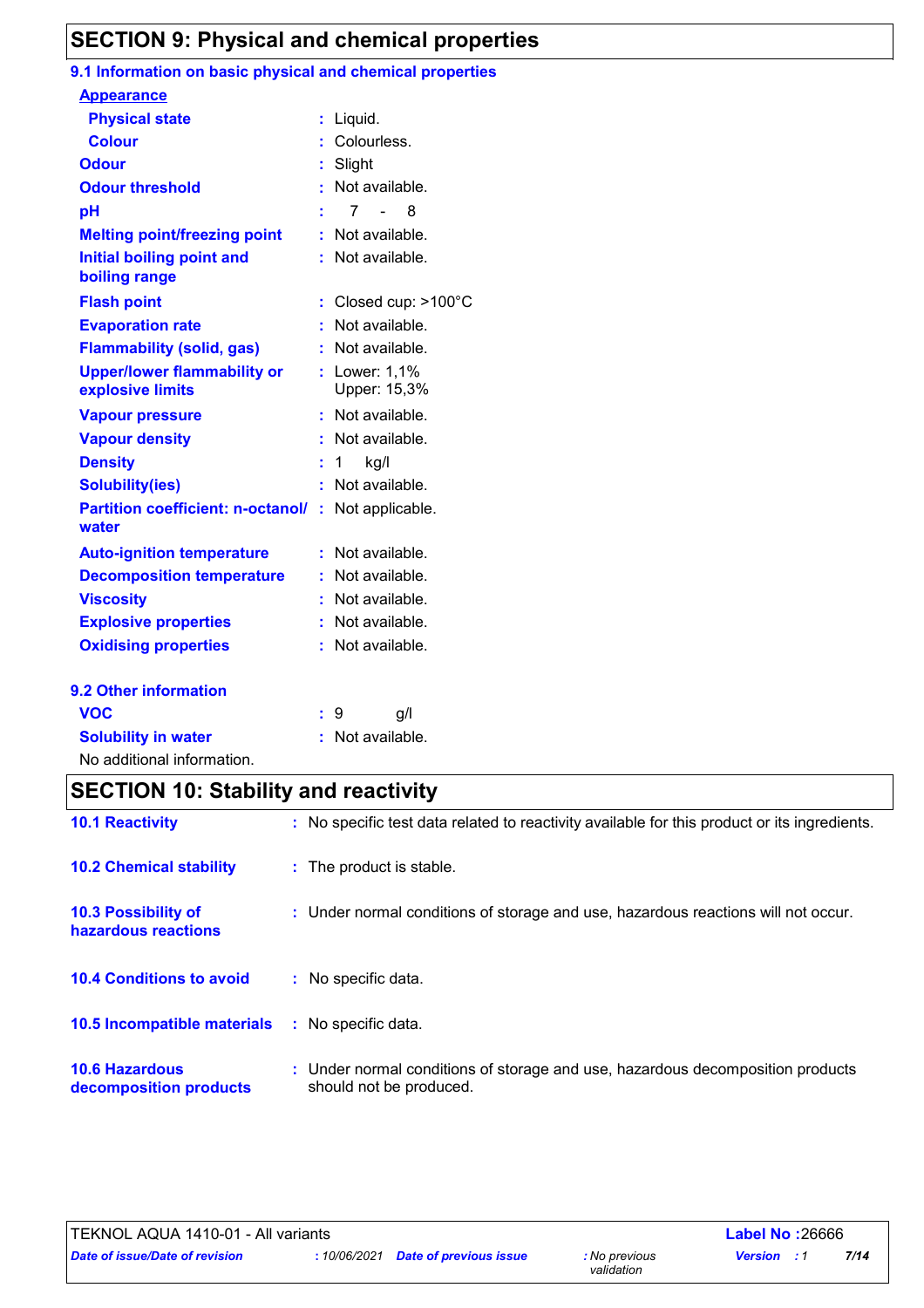## SECTION 9: Physical and chemical properties

### 9.1 Information on basic physical and chemical properties

**Appearance**

| | | |
|---|---|---|
| **Physical state** | : | Liquid. |
| **Colour** | : | Colourless. |
| **Odour** | : | Slight |
| **Odour threshold** | : | Not available. |
| **pH** | : | 7 - 8 |
| **Melting point/freezing point** | : | Not available. |
| **Initial boiling point and boiling range** | : | Not available. |
| **Flash point** | : | Closed cup: >100°C |
| **Evaporation rate** | : | Not available. |
| **Flammability (solid, gas)** | : | Not available. |
| **Upper/lower flammability or explosive limits** | : | Lower: 1,1%<br>Upper: 15,3% |
| **Vapour pressure** | : | Not available. |
| **Vapour density** | : | Not available. |
| **Density** | : | 1 kg/l |
| **Solubility(ies)** | : | Not available. |
| **Partition coefficient: n-octanol/ water** | : | Not applicable. |
| **Auto-ignition temperature** | : | Not available. |
| **Decomposition temperature** | : | Not available. |
| **Viscosity** | : | Not available. |
| **Explosive properties** | : | Not available. |
| **Oxidising properties** | : | Not available. |

### 9.2 Other information

| | | |
|---|---|---|
| **VOC** | : | 9 g/l |
| **Solubility in water** | : | Not available. |

No additional information.

## SECTION 10: Stability and reactivity

| | | |
|---|---|---|
| **10.1 Reactivity** | : | No specific test data related to reactivity available for this product or its ingredients. |
| **10.2 Chemical stability** | : | The product is stable. |
| **10.3 Possibility of hazardous reactions** | : | Under normal conditions of storage and use, hazardous reactions will not occur. |
| **10.4 Conditions to avoid** | : | No specific data. |
| **10.5 Incompatible materials** | : | No specific data. |
| **10.6 Hazardous decomposition products** | : | Under normal conditions of storage and use, hazardous decomposition products should not be produced. |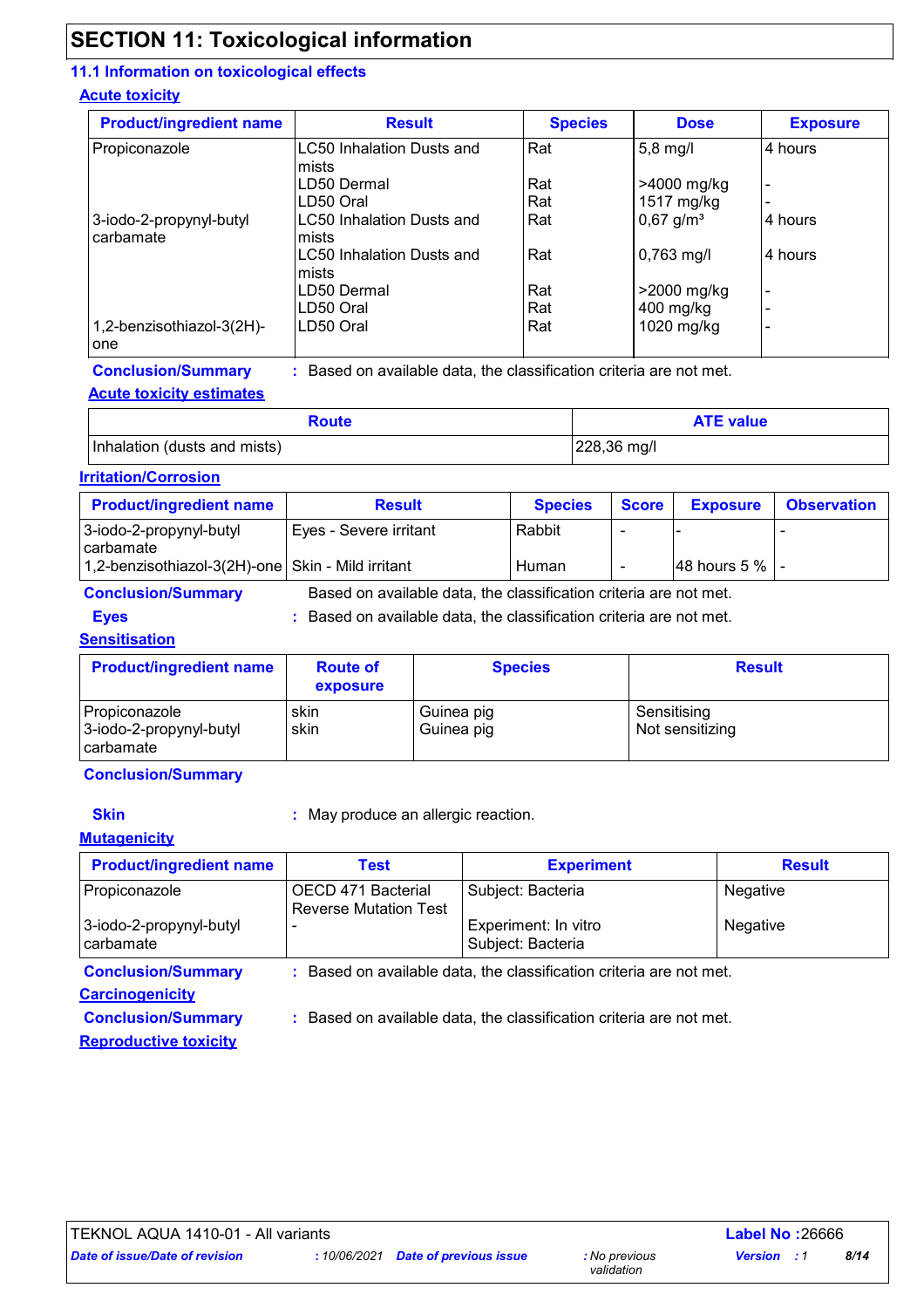# SECTION 11: Toxicological information

## 11.1 Information on toxicological effects

### Acute toxicity

| Product/ingredient name | Result | Species | Dose | Exposure |
|---|---|---|---|---|
| Propiconazole | LC50 Inhalation Dusts and mists | Rat | 5,8 mg/l | 4 hours |
| | LD50 Dermal | Rat | >4000 mg/kg | - |
| | LD50 Oral | Rat | 1517 mg/kg | - |
| 3-iodo-2-propynyl-butyl carbamate | LC50 Inhalation Dusts and mists | Rat | 0,67 g/m³ | 4 hours |
| | LC50 Inhalation Dusts and mists | Rat | 0,763 mg/l | 4 hours |
| | LD50 Dermal | Rat | >2000 mg/kg | - |
| | LD50 Oral | Rat | 400 mg/kg | - |
| 1,2-benzisothiazol-3(2H)-one | LD50 Oral | Rat | 1020 mg/kg | - |

**Conclusion/Summary** : Based on available data, the classification criteria are not met.

### Acute toxicity estimates

| Route | ATE value |
|---|---|
| Inhalation (dusts and mists) | 228,36 mg/l |

### Irritation/Corrosion

| Product/ingredient name | Result | Species | Score | Exposure | Observation |
|---|---|---|---|---|---|
| 3-iodo-2-propynyl-butyl carbamate | Eyes - Severe irritant | Rabbit | - | - | - |
| 1,2-benzisothiazol-3(2H)-one | Skin - Mild irritant | Human | - | 48 hours 5 % | - |

**Conclusion/Summary** Based on available data, the classification criteria are not met.

**Eyes** : Based on available data, the classification criteria are not met.

### Sensitisation

| Product/ingredient name | Route of exposure | Species | Result |
|---|---|---|---|
| Propiconazole | skin | Guinea pig | Sensitising |
| 3-iodo-2-propynyl-butyl carbamate | skin | Guinea pig | Not sensitizing |

**Conclusion/Summary**

**Skin** : May produce an allergic reaction.

### Mutagenicity

| Product/ingredient name | Test | Experiment | Result |
|---|---|---|---|
| Propiconazole | OECD 471 Bacterial Reverse Mutation Test | Subject: Bacteria | Negative |
| 3-iodo-2-propynyl-butyl carbamate | - | Experiment: In vitro<br>Subject: Bacteria | Negative |

**Conclusion/Summary** : Based on available data, the classification criteria are not met.

### Carcinogenicity

**Conclusion/Summary** : Based on available data, the classification criteria are not met.

### Reproductive toxicity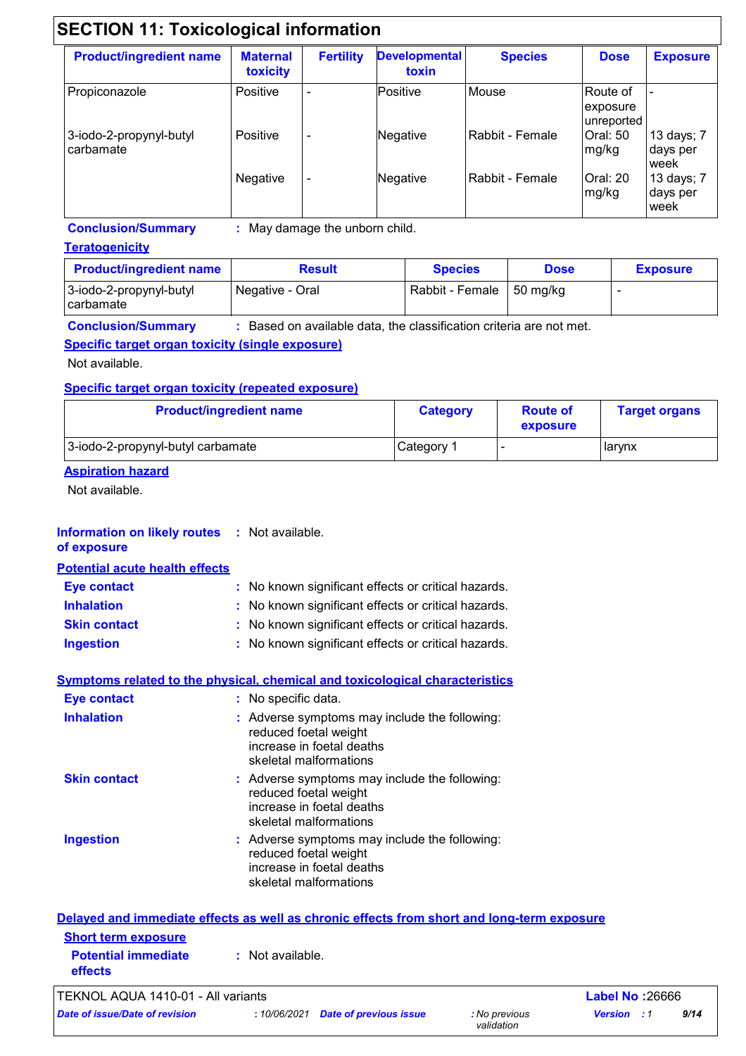## SECTION 11: Toxicological information

| Product/ingredient name | Maternal toxicity | Fertility | Developmental toxin | Species | Dose | Exposure |
|---|---|---|---|---|---|---|
| Propiconazole | Positive | - | Positive | Mouse | Route of exposure unreported | - |
| 3-iodo-2-propynyl-butyl carbamate | Positive | - | Negative | Rabbit - Female | Oral: 50 mg/kg | 13 days; 7 days per week |
| | Negative | - | Negative | Rabbit - Female | Oral: 20 mg/kg | 13 days; 7 days per week |

**Conclusion/Summary** : May damage the unborn child.

**Teratogenicity**

| Product/ingredient name | Result | Species | Dose | Exposure |
|---|---|---|---|---|
| 3-iodo-2-propynyl-butyl carbamate | Negative - Oral | Rabbit - Female | 50 mg/kg | - |

**Conclusion/Summary** : Based on available data, the classification criteria are not met.

**Specific target organ toxicity (single exposure)**

Not available.

**Specific target organ toxicity (repeated exposure)**

| Product/ingredient name | Category | Route of exposure | Target organs |
|---|---|---|---|
| 3-iodo-2-propynyl-butyl carbamate | Category 1 | - | larynx |

**Aspiration hazard**

Not available.

**Information on likely routes of exposure** : Not available.

**Potential acute health effects**

**Eye contact** : No known significant effects or critical hazards.
**Inhalation** : No known significant effects or critical hazards.
**Skin contact** : No known significant effects or critical hazards.
**Ingestion** : No known significant effects or critical hazards.

**Symptoms related to the physical, chemical and toxicological characteristics**

**Eye contact** : No specific data.

**Inhalation** : Adverse symptoms may include the following:
reduced foetal weight
increase in foetal deaths
skeletal malformations

**Skin contact** : Adverse symptoms may include the following:
reduced foetal weight
increase in foetal deaths
skeletal malformations

**Ingestion** : Adverse symptoms may include the following:
reduced foetal weight
increase in foetal deaths
skeletal malformations

**Delayed and immediate effects as well as chronic effects from short and long-term exposure**

**Short term exposure**

**Potential immediate effects** : Not available.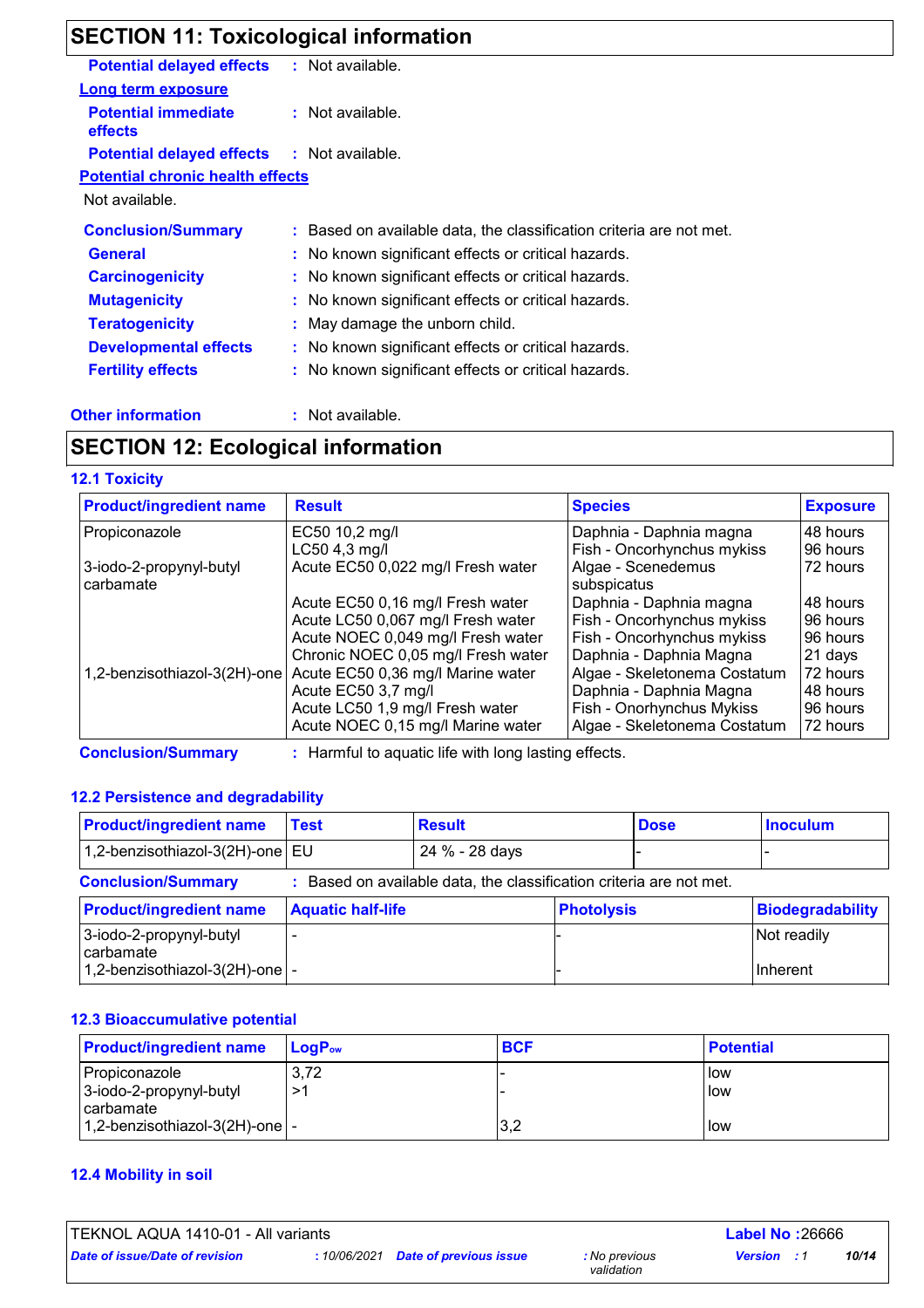## SECTION 11: Toxicological information

**Potential delayed effects** : Not available.

**Long term exposure**

**Potential immediate effects** : Not available.

**Potential delayed effects** : Not available.

**Potential chronic health effects**

Not available.

**Conclusion/Summary** : Based on available data, the classification criteria are not met.

**General** : No known significant effects or critical hazards.

**Carcinogenicity** : No known significant effects or critical hazards.

**Mutagenicity** : No known significant effects or critical hazards.

**Teratogenicity** : May damage the unborn child.

**Developmental effects** : No known significant effects or critical hazards.

**Fertility effects** : No known significant effects or critical hazards.

**Other information** : Not available.

## SECTION 12: Ecological information

### 12.1 Toxicity

| Product/ingredient name | Result | Species | Exposure |
|---|---|---|---|
| Propiconazole | EC50 10,2 mg/l | Daphnia - Daphnia magna | 48 hours |
| | LC50 4,3 mg/l | Fish - Oncorhynchus mykiss | 96 hours |
| 3-iodo-2-propynyl-butyl carbamate | Acute EC50 0,022 mg/l Fresh water | Algae - Scenedemus subspicatus | 72 hours |
| | Acute EC50 0,16 mg/l Fresh water | Daphnia - Daphnia magna | 48 hours |
| | Acute LC50 0,067 mg/l Fresh water | Fish - Oncorhynchus mykiss | 96 hours |
| | Acute NOEC 0,049 mg/l Fresh water | Fish - Oncorhynchus mykiss | 96 hours |
| | Chronic NOEC 0,05 mg/l Fresh water | Daphnia - Daphnia Magna | 21 days |
| 1,2-benzisothiazol-3(2H)-one | Acute EC50 0,36 mg/l Marine water | Algae - Skeletonema Costatum | 72 hours |
| | Acute EC50 3,7 mg/l | Daphnia - Daphnia Magna | 48 hours |
| | Acute LC50 1,9 mg/l Fresh water | Fish - Onorhynchus Mykiss | 96 hours |
| | Acute NOEC 0,15 mg/l Marine water | Algae - Skeletonema Costatum | 72 hours |

**Conclusion/Summary** : Harmful to aquatic life with long lasting effects.

### 12.2 Persistence and degradability

| Product/ingredient name | Test | Result | Dose | Inoculum |
|---|---|---|---|---|
| 1,2-benzisothiazol-3(2H)-one | EU | 24 % - 28 days | - | - |

**Conclusion/Summary** : Based on available data, the classification criteria are not met.

| Product/ingredient name | Aquatic half-life | Photolysis | Biodegradability |
|---|---|---|---|
| 3-iodo-2-propynyl-butyl carbamate | - | - | Not readily |
| 1,2-benzisothiazol-3(2H)-one | - | - | Inherent |

### 12.3 Bioaccumulative potential

| Product/ingredient name | $LogP_{ow}$ | BCF | Potential |
|---|---|---|---|
| Propiconazole | 3,72 | - | low |
| 3-iodo-2-propynyl-butyl carbamate | >1 | - | low |
| 1,2-benzisothiazol-3(2H)-one | - | 3,2 | low |

### 12.4 Mobility in soil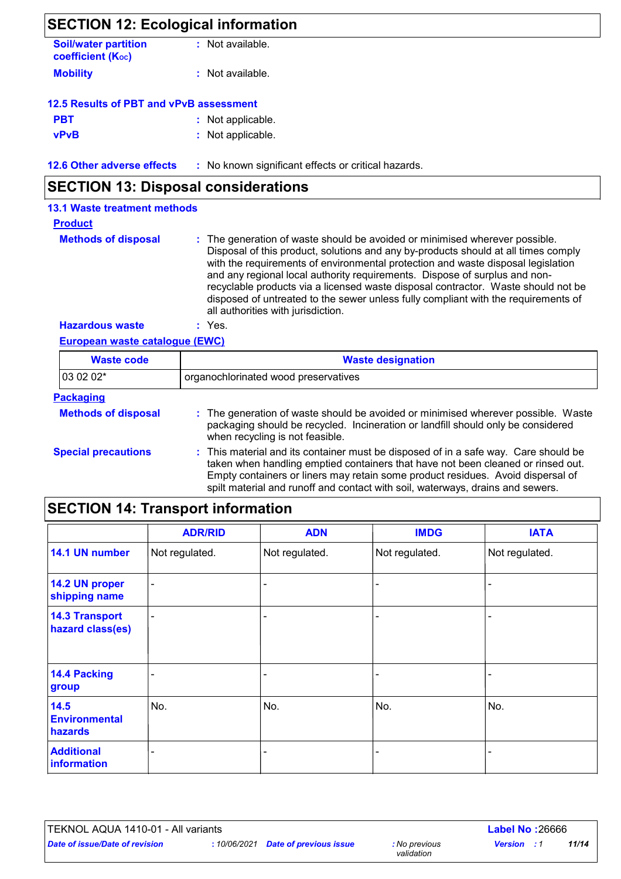## SECTION 12: Ecological information

**Soil/water partition coefficient ($K_{OC}$)** : Not available.

**Mobility** : Not available.

### 12.5 Results of PBT and vPvB assessment

**PBT** : Not applicable.

**vPvB** : Not applicable.

### 12.6 Other adverse effects : No known significant effects or critical hazards.

## SECTION 13: Disposal considerations

### 13.1 Waste treatment methods

**Product**

**Methods of disposal** : The generation of waste should be avoided or minimised wherever possible. Disposal of this product, solutions and any by-products should at all times comply with the requirements of environmental protection and waste disposal legislation and any regional local authority requirements. Dispose of surplus and non-recyclable products via a licensed waste disposal contractor. Waste should not be disposed of untreated to the sewer unless fully compliant with the requirements of all authorities with jurisdiction.

**Hazardous waste** : Yes.

**European waste catalogue (EWC)**

| Waste code | Waste designation |
|---|---|
| 03 02 02* | organochlorinated wood preservatives |

**Packaging**

**Methods of disposal** : The generation of waste should be avoided or minimised wherever possible. Waste packaging should be recycled. Incineration or landfill should only be considered when recycling is not feasible.

**Special precautions** : This material and its container must be disposed of in a safe way. Care should be taken when handling emptied containers that have not been cleaned or rinsed out. Empty containers or liners may retain some product residues. Avoid dispersal of spilt material and runoff and contact with soil, waterways, drains and sewers.

## SECTION 14: Transport information

| | ADR/RID | ADN | IMDG | IATA |
|---|---|---|---|---|
| 14.1 UN number | Not regulated. | Not regulated. | Not regulated. | Not regulated. |
| 14.2 UN proper shipping name | - | - | - | - |
| 14.3 Transport hazard class(es) | - | - | - | - |
| 14.4 Packing group | - | - | - | - |
| 14.5 Environmental hazards | No. | No. | No. | No. |
| Additional information | - | - | - | - |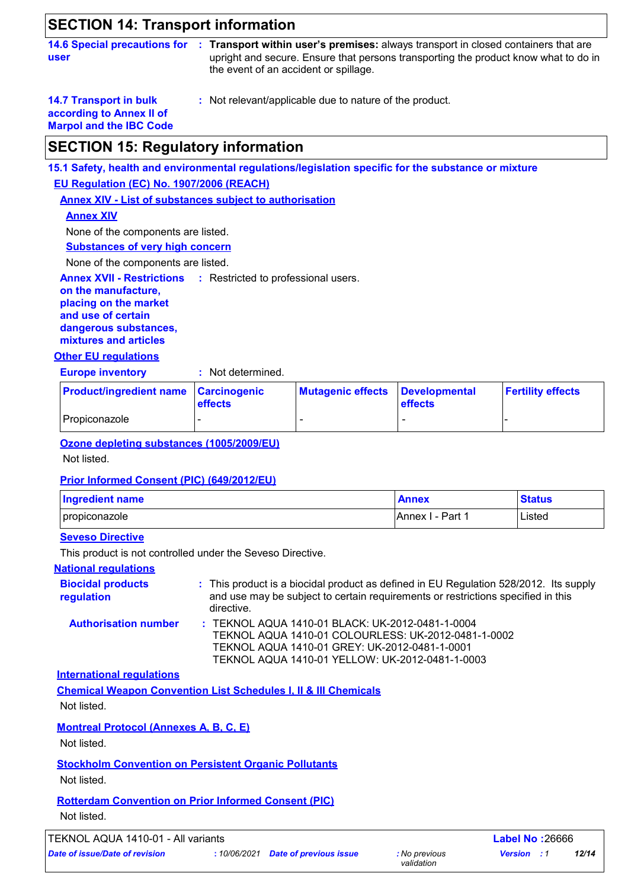## SECTION 14: Transport information

**14.6 Special precautions for user** : **Transport within user's premises:** always transport in closed containers that are upright and secure. Ensure that persons transporting the product know what to do in the event of an accident or spillage.

**14.7 Transport in bulk according to Annex II of Marpol and the IBC Code** : Not relevant/applicable due to nature of the product.

## SECTION 15: Regulatory information

### 15.1 Safety, health and environmental regulations/legislation specific for the substance or mixture

**EU Regulation (EC) No. 1907/2006 (REACH)**

**Annex XIV - List of substances subject to authorisation**

**Annex XIV**

None of the components are listed.

**Substances of very high concern**

None of the components are listed.

**Annex XVII - Restrictions on the manufacture, placing on the market and use of certain dangerous substances, mixtures and articles** : Restricted to professional users.

**Other EU regulations**

**Europe inventory** : Not determined.

| Product/ingredient name | Carcinogenic effects | Mutagenic effects | Developmental effects | Fertility effects |
|---|---|---|---|---|
| Propiconazole | - | - | - | - |

**Ozone depleting substances (1005/2009/EU)**

Not listed.

**Prior Informed Consent (PIC) (649/2012/EU)**

| Ingredient name | Annex | Status |
|---|---|---|
| propiconazole | Annex I - Part 1 | Listed |

**Seveso Directive**

This product is not controlled under the Seveso Directive.

**National regulations**

**Biocidal products regulation** : This product is a biocidal product as defined in EU Regulation 528/2012. Its supply and use may be subject to certain requirements or restrictions specified in this directive.

**Authorisation number** : TEKNOL AQUA 1410-01 BLACK: UK-2012-0481-1-0004
TEKNOL AQUA 1410-01 COLOURLESS: UK-2012-0481-1-0002
TEKNOL AQUA 1410-01 GREY: UK-2012-0481-1-0001
TEKNOL AQUA 1410-01 YELLOW: UK-2012-0481-1-0003

**International regulations**

**Chemical Weapon Convention List Schedules I, II & III Chemicals**

Not listed.

**Montreal Protocol (Annexes A, B, C, E)**

Not listed.

**Stockholm Convention on Persistent Organic Pollutants**

Not listed.

**Rotterdam Convention on Prior Informed Consent (PIC)**

Not listed.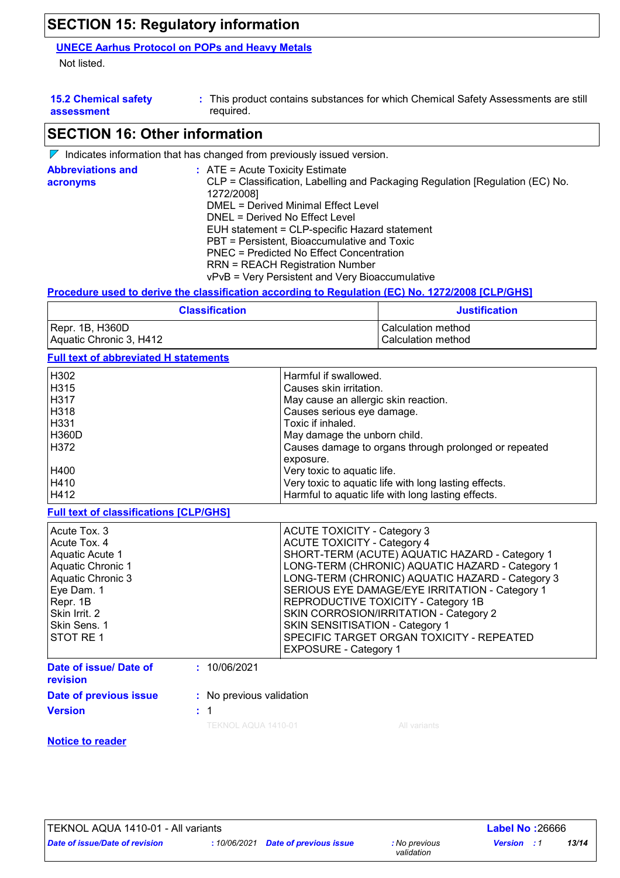## SECTION 15: Regulatory information

**UNECE Aarhus Protocol on POPs and Heavy Metals**

Not listed.

**15.2 Chemical safety assessment** : This product contains substances for which Chemical Safety Assessments are still required.

## SECTION 16: Other information

Indicates information that has changed from previously issued version.

**Abbreviations and acronyms** :
ATE = Acute Toxicity Estimate
CLP = Classification, Labelling and Packaging Regulation [Regulation (EC) No. 1272/2008]
DMEL = Derived Minimal Effect Level
DNEL = Derived No Effect Level
EUH statement = CLP-specific Hazard statement
PBT = Persistent, Bioaccumulative and Toxic
PNEC = Predicted No Effect Concentration
RRN = REACH Registration Number
vPvB = Very Persistent and Very Bioaccumulative

**Procedure used to derive the classification according to Regulation (EC) No. 1272/2008 [CLP/GHS]**

| Classification | Justification |
|---|---|
| Repr. 1B, H360D | Calculation method |
| Aquatic Chronic 3, H412 | Calculation method |

**Full text of abbreviated H statements**

| | |
|---|---|
| H302 | Harmful if swallowed. |
| H315 | Causes skin irritation. |
| H317 | May cause an allergic skin reaction. |
| H318 | Causes serious eye damage. |
| H331 | Toxic if inhaled. |
| H360D | May damage the unborn child. |
| H372 | Causes damage to organs through prolonged or repeated exposure. |
| H400 | Very toxic to aquatic life. |
| H410 | Very toxic to aquatic life with long lasting effects. |
| H412 | Harmful to aquatic life with long lasting effects. |

**Full text of classifications [CLP/GHS]**

| | |
|---|---|
| Acute Tox. 3 | ACUTE TOXICITY - Category 3 |
| Acute Tox. 4 | ACUTE TOXICITY - Category 4 |
| Aquatic Acute 1 | SHORT-TERM (ACUTE) AQUATIC HAZARD - Category 1 |
| Aquatic Chronic 1 | LONG-TERM (CHRONIC) AQUATIC HAZARD - Category 1 |
| Aquatic Chronic 3 | LONG-TERM (CHRONIC) AQUATIC HAZARD - Category 3 |
| Eye Dam. 1 | SERIOUS EYE DAMAGE/EYE IRRITATION - Category 1 |
| Repr. 1B | REPRODUCTIVE TOXICITY - Category 1B |
| Skin Irrit. 2 | SKIN CORROSION/IRRITATION - Category 2 |
| Skin Sens. 1 | SKIN SENSITISATION - Category 1 |
| STOT RE 1 | SPECIFIC TARGET ORGAN TOXICITY - REPEATED EXPOSURE - Category 1 |

**Date of issue/ Date of revision** : 10/06/2021

**Date of previous issue** : No previous validation

**Version** : 1

TEKNOL AQUA 1410-01 All variants

**Notice to reader**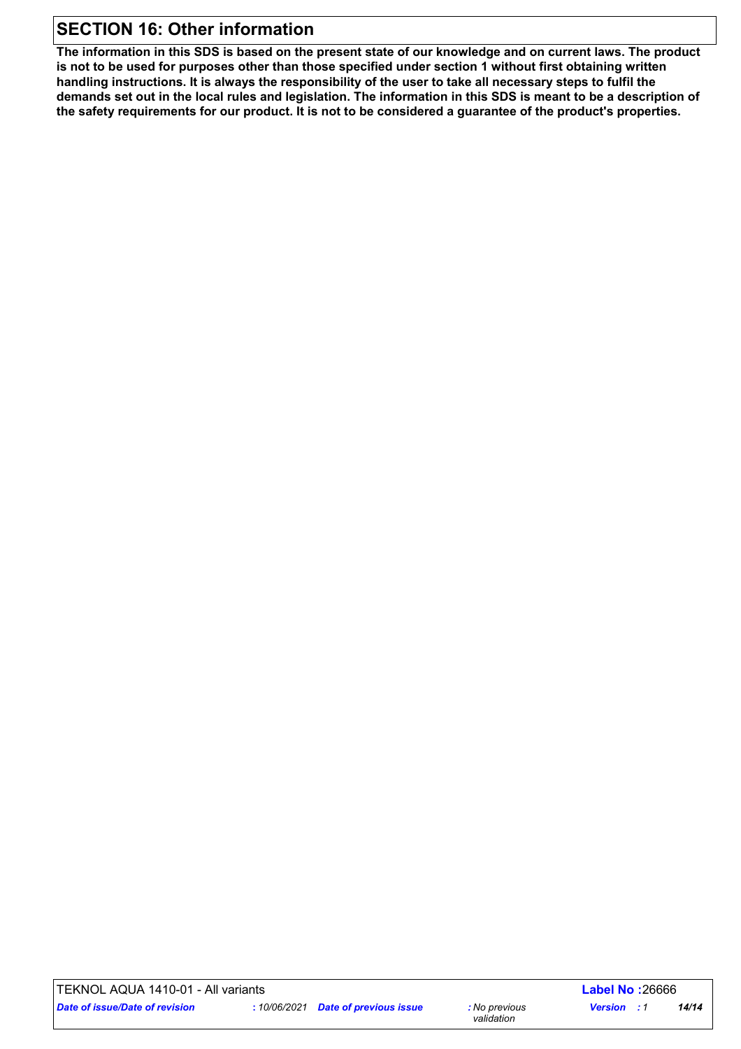## SECTION 16: Other information

**The information in this SDS is based on the present state of our knowledge and on current laws. The product is not to be used for purposes other than those specified under section 1 without first obtaining written handling instructions. It is always the responsibility of the user to take all necessary steps to fulfil the demands set out in the local rules and legislation. The information in this SDS is meant to be a description of the safety requirements for our product. It is not to be considered a guarantee of the product's properties.**